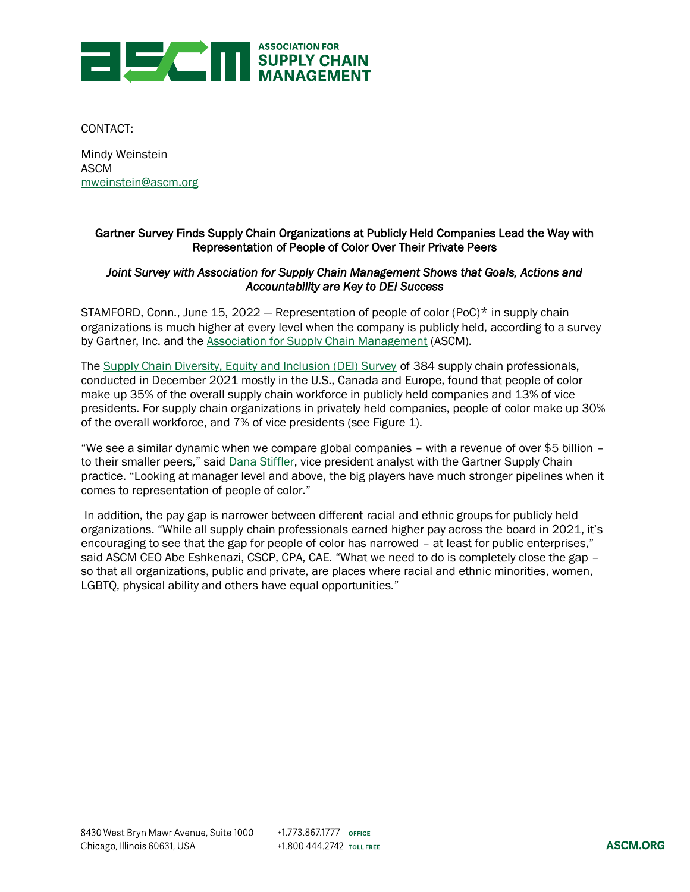CONTACT:

Mindy Weinstein
ASCM
mweinstein@ascm.org

**Gartner Survey Finds Supply Chain Organizations at Publicly Held Companies Lead the Way with Representation of People of Color Over Their Private Peers**

*Joint Survey with Association for Supply Chain Management Shows that Goals, Actions and Accountability are Key to DEI Success*

STAMFORD, Conn., June 15, 2022 — Representation of people of color (PoC)* in supply chain organizations is much higher at every level when the company is publicly held, according to a survey by Gartner, Inc. and the Association for Supply Chain Management (ASCM).

The Supply Chain Diversity, Equity and Inclusion (DEI) Survey of 384 supply chain professionals, conducted in December 2021 mostly in the U.S., Canada and Europe, found that people of color make up 35% of the overall supply chain workforce in publicly held companies and 13% of vice presidents. For supply chain organizations in privately held companies, people of color make up 30% of the overall workforce, and 7% of vice presidents (see Figure 1).

"We see a similar dynamic when we compare global companies – with a revenue of over $5 billion – to their smaller peers," said Dana Stiffler, vice president analyst with the Gartner Supply Chain practice. "Looking at manager level and above, the big players have much stronger pipelines when it comes to representation of people of color."

In addition, the pay gap is narrower between different racial and ethnic groups for publicly held organizations. "While all supply chain professionals earned higher pay across the board in 2021, it's encouraging to see that the gap for people of color has narrowed – at least for public enterprises," said ASCM CEO Abe Eshkenazi, CSCP, CPA, CAE. "What we need to do is completely close the gap – so that all organizations, public and private, are places where racial and ethnic minorities, women, LGBTQ, physical ability and others have equal opportunities."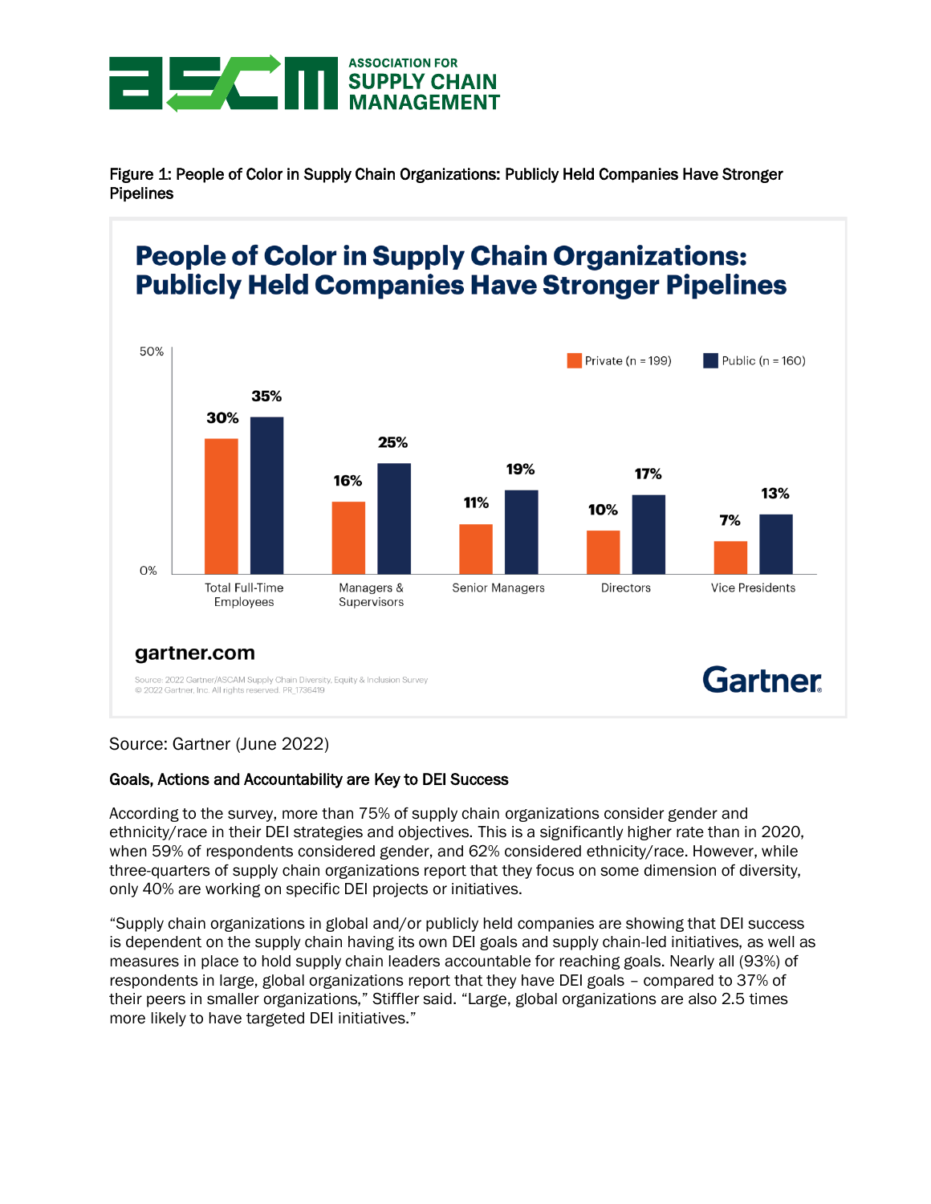Figure 1: People of Color in Supply Chain Organizations: Publicly Held Companies Have Stronger Pipelines

**People of Color in Supply Chain Organizations: Publicly Held Companies Have Stronger Pipelines**

| | Private (n = 199) | Public (n = 160) |
|---|---|---|
| Total Full-Time Employees | 30% | 35% |
| Managers & Supervisors | 16% | 25% |
| Senior Managers | 11% | 19% |
| Directors | 10% | 17% |
| Vice Presidents | 7% | 13% |

gartner.com

Source: 2022 Gartner/ASCAM Supply Chain Diversity, Equity & Inclusion Survey
© 2022 Gartner, Inc. All rights reserved. PR_1736419

Gartner

Source: Gartner (June 2022)

**Goals, Actions and Accountability are Key to DEI Success**

According to the survey, more than 75% of supply chain organizations consider gender and ethnicity/race in their DEI strategies and objectives. This is a significantly higher rate than in 2020, when 59% of respondents considered gender, and 62% considered ethnicity/race. However, while three-quarters of supply chain organizations report that they focus on some dimension of diversity, only 40% are working on specific DEI projects or initiatives.

"Supply chain organizations in global and/or publicly held companies are showing that DEI success is dependent on the supply chain having its own DEI goals and supply chain-led initiatives, as well as measures in place to hold supply chain leaders accountable for reaching goals. Nearly all (93%) of respondents in large, global organizations report that they have DEI goals – compared to 37% of their peers in smaller organizations," Stiffler said. "Large, global organizations are also 2.5 times more likely to have targeted DEI initiatives."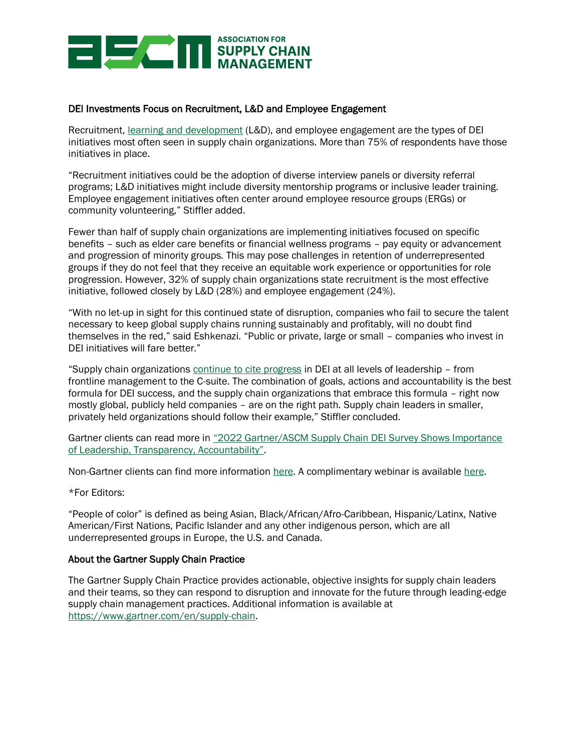## DEI Investments Focus on Recruitment, L&D and Employee Engagement

Recruitment, learning and development (L&D), and employee engagement are the types of DEI initiatives most often seen in supply chain organizations. More than 75% of respondents have those initiatives in place.

"Recruitment initiatives could be the adoption of diverse interview panels or diversity referral programs; L&D initiatives might include diversity mentorship programs or inclusive leader training. Employee engagement initiatives often center around employee resource groups (ERGs) or community volunteering," Stiffler added.

Fewer than half of supply chain organizations are implementing initiatives focused on specific benefits – such as elder care benefits or financial wellness programs – pay equity or advancement and progression of minority groups. This may pose challenges in retention of underrepresented groups if they do not feel that they receive an equitable work experience or opportunities for role progression. However, 32% of supply chain organizations state recruitment is the most effective initiative, followed closely by L&D (28%) and employee engagement (24%).

"With no let-up in sight for this continued state of disruption, companies who fail to secure the talent necessary to keep global supply chains running sustainably and profitably, will no doubt find themselves in the red," said Eshkenazi. "Public or private, large or small – companies who invest in DEI initiatives will fare better."

"Supply chain organizations continue to cite progress in DEI at all levels of leadership – from frontline management to the C-suite. The combination of goals, actions and accountability is the best formula for DEI success, and the supply chain organizations that embrace this formula – right now mostly global, publicly held companies – are on the right path. Supply chain leaders in smaller, privately held organizations should follow their example," Stiffler concluded.

Gartner clients can read more in "2022 Gartner/ASCM Supply Chain DEI Survey Shows Importance of Leadership, Transparency, Accountability".

Non-Gartner clients can find more information here. A complimentary webinar is available here.

*For Editors:

"People of color" is defined as being Asian, Black/African/Afro-Caribbean, Hispanic/Latinx, Native American/First Nations, Pacific Islander and any other indigenous person, which are all underrepresented groups in Europe, the U.S. and Canada.

## About the Gartner Supply Chain Practice

The Gartner Supply Chain Practice provides actionable, objective insights for supply chain leaders and their teams, so they can respond to disruption and innovate for the future through leading-edge supply chain management practices. Additional information is available at https://www.gartner.com/en/supply-chain.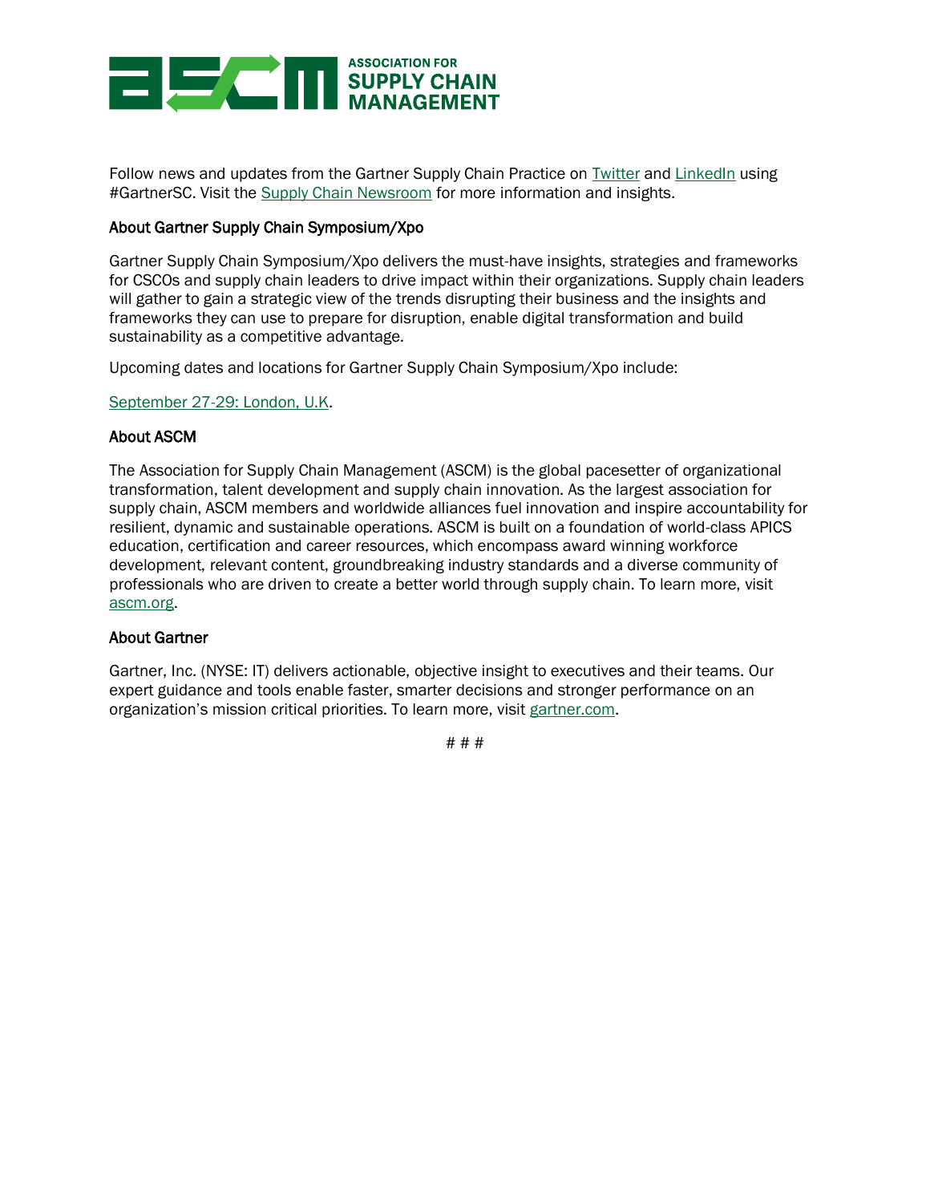Follow news and updates from the Gartner Supply Chain Practice on [Twitter]() and [LinkedIn]() using #GartnerSC. Visit the [Supply Chain Newsroom]() for more information and insights.

### About Gartner Supply Chain Symposium/Xpo

Gartner Supply Chain Symposium/Xpo delivers the must-have insights, strategies and frameworks for CSCOs and supply chain leaders to drive impact within their organizations. Supply chain leaders will gather to gain a strategic view of the trends disrupting their business and the insights and frameworks they can use to prepare for disruption, enable digital transformation and build sustainability as a competitive advantage.

Upcoming dates and locations for Gartner Supply Chain Symposium/Xpo include:

[September 27-29: London, U.K]().

### About ASCM

The Association for Supply Chain Management (ASCM) is the global pacesetter of organizational transformation, talent development and supply chain innovation. As the largest association for supply chain, ASCM members and worldwide alliances fuel innovation and inspire accountability for resilient, dynamic and sustainable operations. ASCM is built on a foundation of world-class APICS education, certification and career resources, which encompass award winning workforce development, relevant content, groundbreaking industry standards and a diverse community of professionals who are driven to create a better world through supply chain. To learn more, visit [ascm.org]().

### About Gartner

Gartner, Inc. (NYSE: IT) delivers actionable, objective insight to executives and their teams. Our expert guidance and tools enable faster, smarter decisions and stronger performance on an organization's mission critical priorities. To learn more, visit [gartner.com]().

# # #